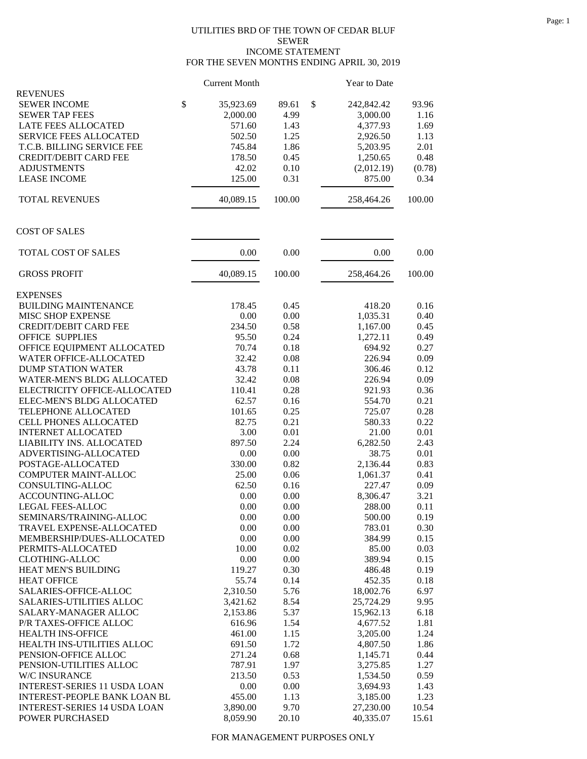# UTILITIES BRD OF THE TOWN OF CEDAR BLUF
## SEWER
## INCOME STATEMENT
## FOR THE SEVEN MONTHS ENDING APRIL 30, 2019

| | Current Month | | Year to Date | |
|---|---|---|---|---|
| **REVENUES** | | | | |
| SEWER INCOME | $ 35,923.69 | 89.61 | $ 242,842.42 | 93.96 |
| SEWER TAP FEES | 2,000.00 | 4.99 | 3,000.00 | 1.16 |
| LATE FEES ALLOCATED | 571.60 | 1.43 | 4,377.93 | 1.69 |
| SERVICE FEES ALLOCATED | 502.50 | 1.25 | 2,926.50 | 1.13 |
| T.C.B. BILLING SERVICE FEE | 745.84 | 1.86 | 5,203.95 | 2.01 |
| CREDIT/DEBIT CARD FEE | 178.50 | 0.45 | 1,250.65 | 0.48 |
| ADJUSTMENTS | 42.02 | 0.10 | (2,012.19) | (0.78) |
| LEASE INCOME | 125.00 | 0.31 | 875.00 | 0.34 |
| TOTAL REVENUES | 40,089.15 | 100.00 | 258,464.26 | 100.00 |
| **COST OF SALES** | | | | |
| TOTAL COST OF SALES | 0.00 | 0.00 | 0.00 | 0.00 |
| GROSS PROFIT | 40,089.15 | 100.00 | 258,464.26 | 100.00 |
| **EXPENSES** | | | | |
| BUILDING MAINTENANCE | 178.45 | 0.45 | 418.20 | 0.16 |
| MISC SHOP EXPENSE | 0.00 | 0.00 | 1,035.31 | 0.40 |
| CREDIT/DEBIT CARD FEE | 234.50 | 0.58 | 1,167.00 | 0.45 |
| OFFICE SUPPLIES | 95.50 | 0.24 | 1,272.11 | 0.49 |
| OFFICE EQUIPMENT ALLOCATED | 70.74 | 0.18 | 694.92 | 0.27 |
| WATER OFFICE-ALLOCATED | 32.42 | 0.08 | 226.94 | 0.09 |
| DUMP STATION WATER | 43.78 | 0.11 | 306.46 | 0.12 |
| WATER-MEN'S BLDG ALLOCATED | 32.42 | 0.08 | 226.94 | 0.09 |
| ELECTRICITY OFFICE-ALLOCATED | 110.41 | 0.28 | 921.93 | 0.36 |
| ELEC-MEN'S BLDG ALLOCATED | 62.57 | 0.16 | 554.70 | 0.21 |
| TELEPHONE ALLOCATED | 101.65 | 0.25 | 725.07 | 0.28 |
| CELL PHONES ALLOCATED | 82.75 | 0.21 | 580.33 | 0.22 |
| INTERNET ALLOCATED | 3.00 | 0.01 | 21.00 | 0.01 |
| LIABILITY INS. ALLOCATED | 897.50 | 2.24 | 6,282.50 | 2.43 |
| ADVERTISING-ALLOCATED | 0.00 | 0.00 | 38.75 | 0.01 |
| POSTAGE-ALLOCATED | 330.00 | 0.82 | 2,136.44 | 0.83 |
| COMPUTER MAINT-ALLOC | 25.00 | 0.06 | 1,061.37 | 0.41 |
| CONSULTING-ALLOC | 62.50 | 0.16 | 227.47 | 0.09 |
| ACCOUNTING-ALLOC | 0.00 | 0.00 | 8,306.47 | 3.21 |
| LEGAL FEES-ALLOC | 0.00 | 0.00 | 288.00 | 0.11 |
| SEMINARS/TRAINING-ALLOC | 0.00 | 0.00 | 500.00 | 0.19 |
| TRAVEL EXPENSE-ALLOCATED | 0.00 | 0.00 | 783.01 | 0.30 |
| MEMBERSHIP/DUES-ALLOCATED | 0.00 | 0.00 | 384.99 | 0.15 |
| PERMITS-ALLOCATED | 10.00 | 0.02 | 85.00 | 0.03 |
| CLOTHING-ALLOC | 0.00 | 0.00 | 389.94 | 0.15 |
| HEAT MEN'S BUILDING | 119.27 | 0.30 | 486.48 | 0.19 |
| HEAT OFFICE | 55.74 | 0.14 | 452.35 | 0.18 |
| SALARIES-OFFICE-ALLOC | 2,310.50 | 5.76 | 18,002.76 | 6.97 |
| SALARIES-UTILITIES ALLOC | 3,421.62 | 8.54 | 25,724.29 | 9.95 |
| SALARY-MANAGER ALLOC | 2,153.86 | 5.37 | 15,962.13 | 6.18 |
| P/R TAXES-OFFICE ALLOC | 616.96 | 1.54 | 4,677.52 | 1.81 |
| HEALTH INS-OFFICE | 461.00 | 1.15 | 3,205.00 | 1.24 |
| HEALTH INS-UTILITIES ALLOC | 691.50 | 1.72 | 4,807.50 | 1.86 |
| PENSION-OFFICE ALLOC | 271.24 | 0.68 | 1,145.71 | 0.44 |
| PENSION-UTILITIES ALLOC | 787.91 | 1.97 | 3,275.85 | 1.27 |
| W/C INSURANCE | 213.50 | 0.53 | 1,534.50 | 0.59 |
| INTEREST-SERIES 11 USDA LOAN | 0.00 | 0.00 | 3,694.93 | 1.43 |
| INTEREST-PEOPLE BANK LOAN BL | 455.00 | 1.13 | 3,185.00 | 1.23 |
| INTEREST-SERIES 14 USDA LOAN | 3,890.00 | 9.70 | 27,230.00 | 10.54 |
| POWER PURCHASED | 8,059.90 | 20.10 | 40,335.07 | 15.61 |

FOR MANAGEMENT PURPOSES ONLY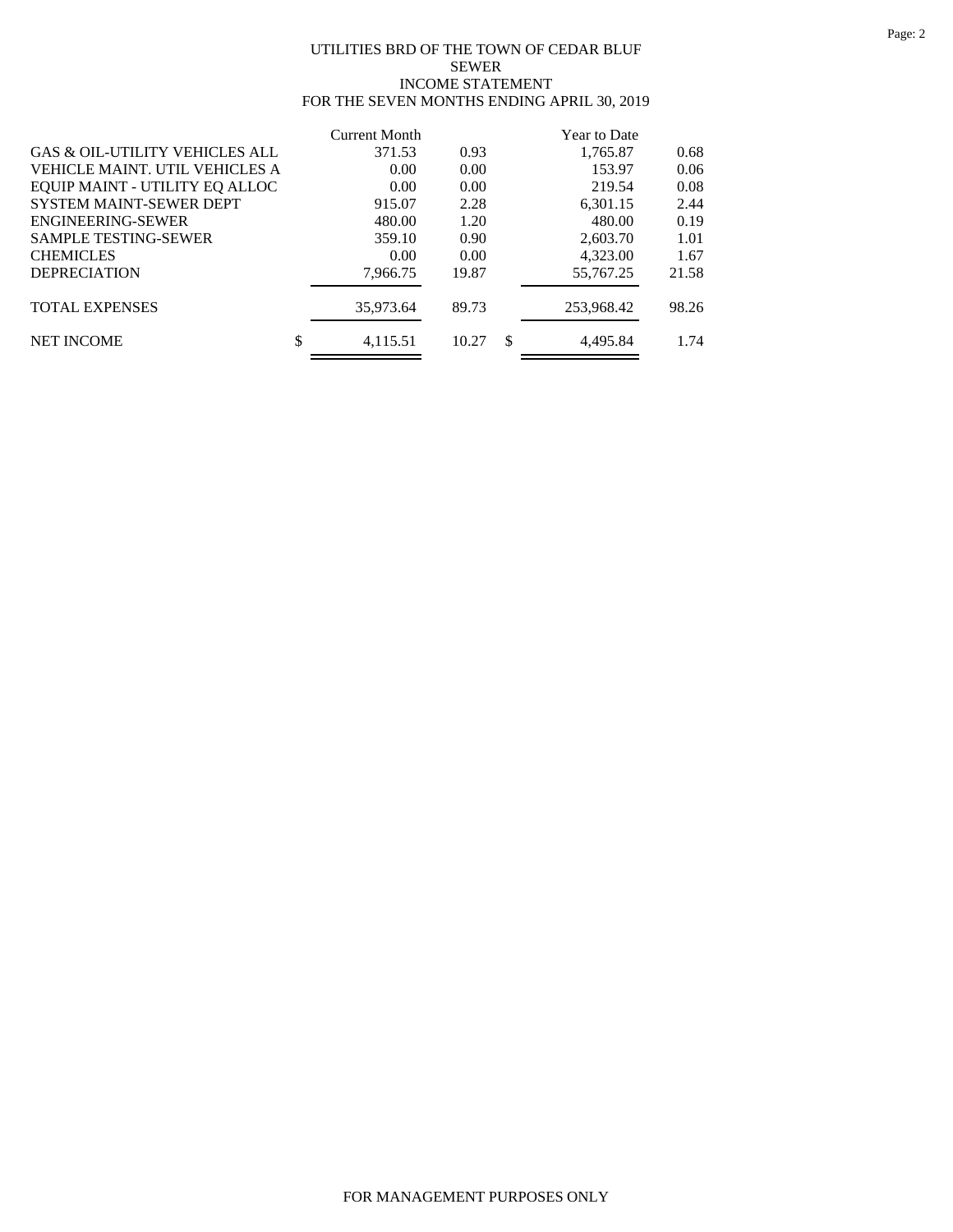UTILITIES BRD OF THE TOWN OF CEDAR BLUF
SEWER
INCOME STATEMENT
FOR THE SEVEN MONTHS ENDING APRIL 30, 2019

| | Current Month | | Year to Date | |
|---|---|---|---|---|
| GAS & OIL-UTILITY VEHICLES ALL | 371.53 | 0.93 | 1,765.87 | 0.68 |
| VEHICLE MAINT. UTIL VEHICLES A | 0.00 | 0.00 | 153.97 | 0.06 |
| EQUIP MAINT - UTILITY EQ ALLOC | 0.00 | 0.00 | 219.54 | 0.08 |
| SYSTEM MAINT-SEWER DEPT | 915.07 | 2.28 | 6,301.15 | 2.44 |
| ENGINEERING-SEWER | 480.00 | 1.20 | 480.00 | 0.19 |
| SAMPLE TESTING-SEWER | 359.10 | 0.90 | 2,603.70 | 1.01 |
| CHEMICLES | 0.00 | 0.00 | 4,323.00 | 1.67 |
| DEPRECIATION | 7,966.75 | 19.87 | 55,767.25 | 21.58 |
| TOTAL EXPENSES | 35,973.64 | 89.73 | 253,968.42 | 98.26 |
| NET INCOME | $ 4,115.51 | 10.27 | $ 4,495.84 | 1.74 |

FOR MANAGEMENT PURPOSES ONLY